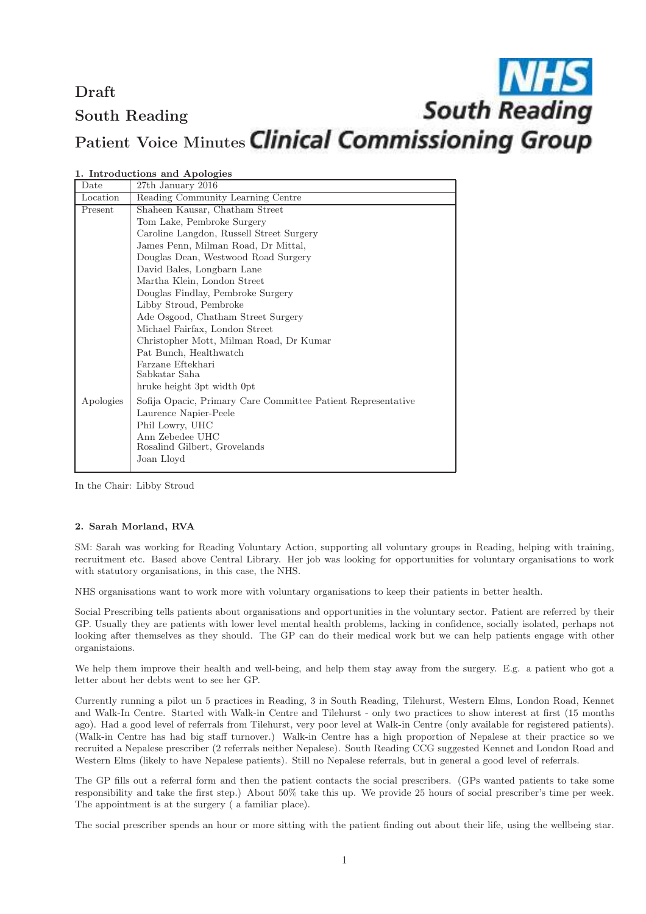# Draft

# South Reading

# Patient Voice Minutes

NHS South Reading Clinical Commissioning Group

### 1. Introductions and Apologies

| | |
|---|---|
| Date | 27th January 2016 |
| Location | Reading Community Learning Centre |
| Present | Shaheen Kausar, Chatham Street<br>Tom Lake, Pembroke Surgery<br>Caroline Langdon, Russell Street Surgery<br>James Penn, Milman Road, Dr Mittal,<br>Douglas Dean, Westwood Road Surgery<br>David Bales, Longbarn Lane<br>Martha Klein, London Street<br>Douglas Findlay, Pembroke Surgery<br>Libby Stroud, Pembroke<br>Ade Osgood, Chatham Street Surgery<br>Michael Fairfax, London Street<br>Christopher Mott, Milman Road, Dr Kumar<br>Pat Bunch, Healthwatch<br>Farzane Eftekhari<br>Sabkatar Saha<br>hruke height 3pt width 0pt |
| Apologies | Sofija Opacic, Primary Care Committee Patient Representative<br>Laurence Napier-Peele<br>Phil Lowry, UHC<br>Ann Zebedee UHC<br>Rosalind Gilbert, Grovelands<br>Joan Lloyd |

In the Chair: Libby Stroud

### 2. Sarah Morland, RVA

SM: Sarah was working for Reading Voluntary Action, supporting all voluntary groups in Reading, helping with training, recruitment etc. Based above Central Library. Her job was looking for opportunities for voluntary organisations to work with statutory organisations, in this case, the NHS.

NHS organisations want to work more with voluntary organisations to keep their patients in better health.

Social Prescribing tells patients about organisations and opportunities in the voluntary sector. Patient are referred by their GP. Usually they are patients with lower level mental health problems, lacking in confidence, socially isolated, perhaps not looking after themselves as they should. The GP can do their medical work but we can help patients engage with other organistaions.

We help them improve their health and well-being, and help them stay away from the surgery. E.g. a patient who got a letter about her debts went to see her GP.

Currently running a pilot un 5 practices in Reading, 3 in South Reading, Tilehurst, Western Elms, London Road, Kennet and Walk-In Centre. Started with Walk-in Centre and Tilehurst - only two practices to show interest at first (15 months ago). Had a good level of referrals from Tilehurst, very poor level at Walk-in Centre (only available for registered patients). (Walk-in Centre has had big staff turnover.) Walk-in Centre has a high proportion of Nepalese at their practice so we recruited a Nepalese prescriber (2 referrals neither Nepalese). South Reading CCG suggested Kennet and London Road and Western Elms (likely to have Nepalese patients). Still no Nepalese referrals, but in general a good level of referrals.

The GP fills out a referral form and then the patient contacts the social prescribers. (GPs wanted patients to take some responsibility and take the first step.) About 50% take this up. We provide 25 hours of social prescriber's time per week. The appointment is at the surgery ( a familiar place).

The social prescriber spends an hour or more sitting with the patient finding out about their life, using the wellbeing star.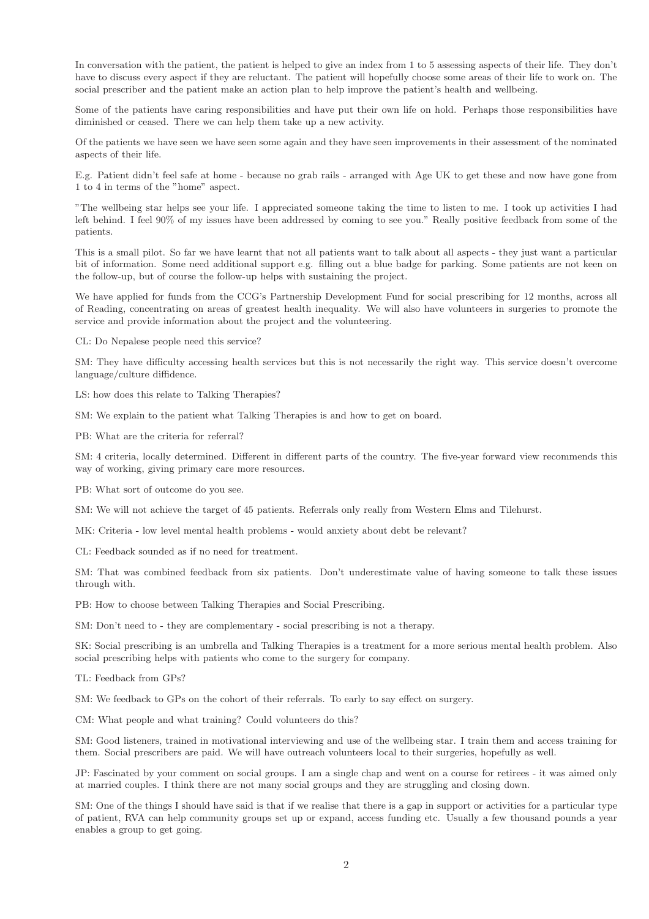In conversation with the patient, the patient is helped to give an index from 1 to 5 assessing aspects of their life. They don't have to discuss every aspect if they are reluctant. The patient will hopefully choose some areas of their life to work on. The social prescriber and the patient make an action plan to help improve the patient's health and wellbeing.

Some of the patients have caring responsibilities and have put their own life on hold. Perhaps those responsibilities have diminished or ceased. There we can help them take up a new activity.

Of the patients we have seen we have seen some again and they have seen improvements in their assessment of the nominated aspects of their life.

E.g. Patient didn't feel safe at home - because no grab rails - arranged with Age UK to get these and now have gone from 1 to 4 in terms of the "home" aspect.

"The wellbeing star helps see your life. I appreciated someone taking the time to listen to me. I took up activities I had left behind. I feel 90% of my issues have been addressed by coming to see you." Really positive feedback from some of the patients.

This is a small pilot. So far we have learnt that not all patients want to talk about all aspects - they just want a particular bit of information. Some need additional support e.g. filling out a blue badge for parking. Some patients are not keen on the follow-up, but of course the follow-up helps with sustaining the project.

We have applied for funds from the CCG's Partnership Development Fund for social prescribing for 12 months, across all of Reading, concentrating on areas of greatest health inequality. We will also have volunteers in surgeries to promote the service and provide information about the project and the volunteering.

CL: Do Nepalese people need this service?

SM: They have difficulty accessing health services but this is not necessarily the right way. This service doesn't overcome language/culture diffidence.

LS: how does this relate to Talking Therapies?

SM: We explain to the patient what Talking Therapies is and how to get on board.

PB: What are the criteria for referral?

SM: 4 criteria, locally determined. Different in different parts of the country. The five-year forward view recommends this way of working, giving primary care more resources.

PB: What sort of outcome do you see.

SM: We will not achieve the target of 45 patients. Referrals only really from Western Elms and Tilehurst.

MK: Criteria - low level mental health problems - would anxiety about debt be relevant?

CL: Feedback sounded as if no need for treatment.

SM: That was combined feedback from six patients. Don't underestimate value of having someone to talk these issues through with.

PB: How to choose between Talking Therapies and Social Prescribing.

SM: Don't need to - they are complementary - social prescribing is not a therapy.

SK: Social prescribing is an umbrella and Talking Therapies is a treatment for a more serious mental health problem. Also social prescribing helps with patients who come to the surgery for company.

TL: Feedback from GPs?

SM: We feedback to GPs on the cohort of their referrals. To early to say effect on surgery.

CM: What people and what training? Could volunteers do this?

SM: Good listeners, trained in motivational interviewing and use of the wellbeing star. I train them and access training for them. Social prescribers are paid. We will have outreach volunteers local to their surgeries, hopefully as well.

JP: Fascinated by your comment on social groups. I am a single chap and went on a course for retirees - it was aimed only at married couples. I think there are not many social groups and they are struggling and closing down.

SM: One of the things I should have said is that if we realise that there is a gap in support or activities for a particular type of patient, RVA can help community groups set up or expand, access funding etc. Usually a few thousand pounds a year enables a group to get going.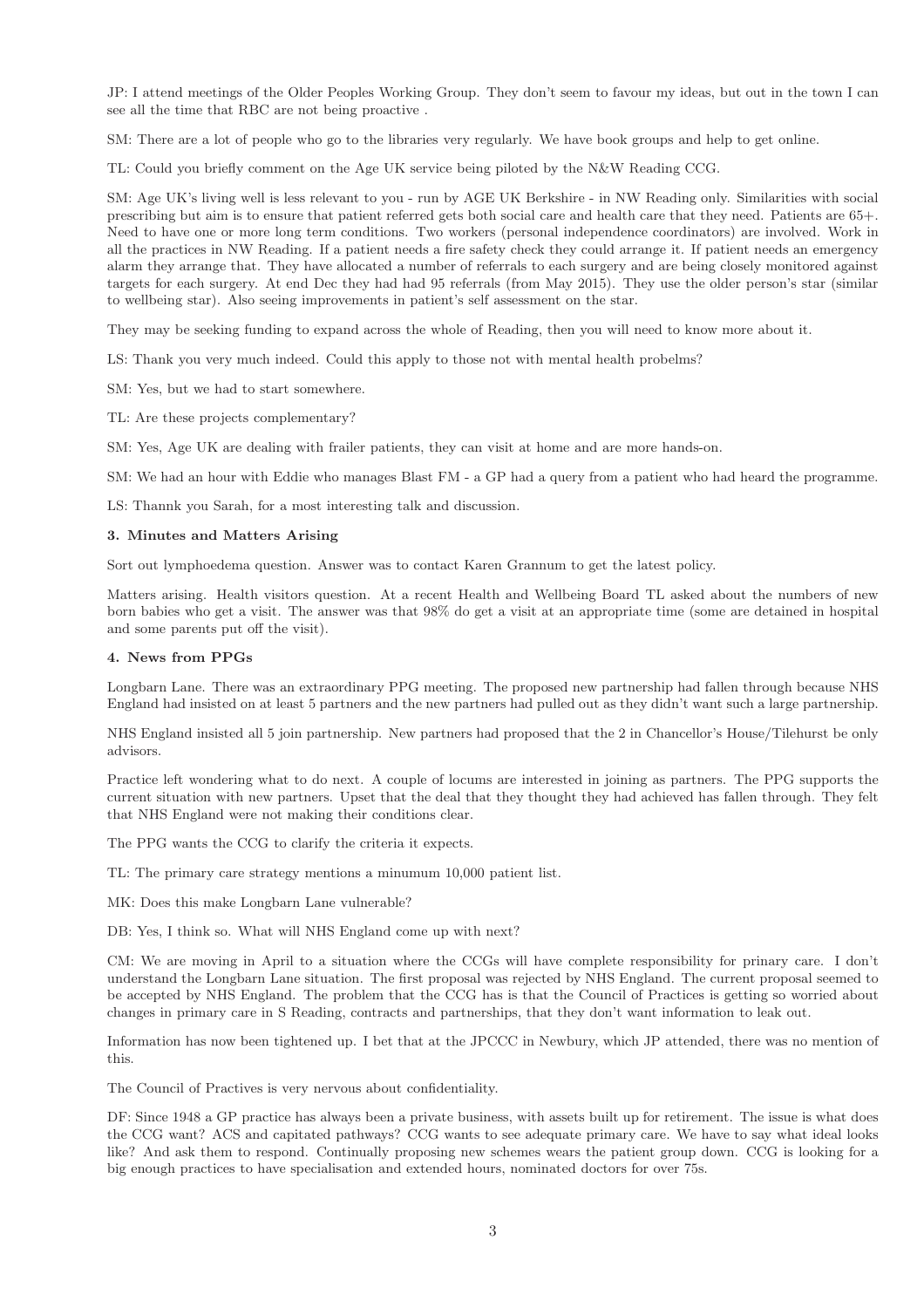JP: I attend meetings of the Older Peoples Working Group. They don't seem to favour my ideas, but out in the town I can see all the time that RBC are not being proactive .

SM: There are a lot of people who go to the libraries very regularly. We have book groups and help to get online.

TL: Could you briefly comment on the Age UK service being piloted by the N&W Reading CCG.

SM: Age UK's living well is less relevant to you - run by AGE UK Berkshire - in NW Reading only. Similarities with social prescribing but aim is to ensure that patient referred gets both social care and health care that they need. Patients are 65+. Need to have one or more long term conditions. Two workers (personal independence coordinators) are involved. Work in all the practices in NW Reading. If a patient needs a fire safety check they could arrange it. If patient needs an emergency alarm they arrange that. They have allocated a number of referrals to each surgery and are being closely monitored against targets for each surgery. At end Dec they had had 95 referrals (from May 2015). They use the older person's star (similar to wellbeing star). Also seeing improvements in patient's self assessment on the star.

They may be seeking funding to expand across the whole of Reading, then you will need to know more about it.

LS: Thank you very much indeed. Could this apply to those not with mental health probelms?

SM: Yes, but we had to start somewhere.

TL: Are these projects complementary?

SM: Yes, Age UK are dealing with frailer patients, they can visit at home and are more hands-on.

SM: We had an hour with Eddie who manages Blast FM - a GP had a query from a patient who had heard the programme.

LS: Thannk you Sarah, for a most interesting talk and discussion.

### 3. Minutes and Matters Arising

Sort out lymphoedema question. Answer was to contact Karen Grannum to get the latest policy.

Matters arising. Health visitors question. At a recent Health and Wellbeing Board TL asked about the numbers of new born babies who get a visit. The answer was that 98% do get a visit at an appropriate time (some are detained in hospital and some parents put off the visit).

### 4. News from PPGs

Longbarn Lane. There was an extraordinary PPG meeting. The proposed new partnership had fallen through because NHS England had insisted on at least 5 partners and the new partners had pulled out as they didn't want such a large partnership.

NHS England insisted all 5 join partnership. New partners had proposed that the 2 in Chancellor's House/Tilehurst be only advisors.

Practice left wondering what to do next. A couple of locums are interested in joining as partners. The PPG supports the current situation with new partners. Upset that the deal that they thought they had achieved has fallen through. They felt that NHS England were not making their conditions clear.

The PPG wants the CCG to clarify the criteria it expects.

TL: The primary care strategy mentions a minumum 10,000 patient list.

MK: Does this make Longbarn Lane vulnerable?

DB: Yes, I think so. What will NHS England come up with next?

CM: We are moving in April to a situation where the CCGs will have complete responsibility for primary care. I don't understand the Longbarn Lane situation. The first proposal was rejected by NHS England. The current proposal seemed to be accepted by NHS England. The problem that the CCG has is that the Council of Practices is getting so worried about changes in primary care in S Reading, contracts and partnerships, that they don't want information to leak out.

Information has now been tightened up. I bet that at the JPCCC in Newbury, which JP attended, there was no mention of this.

The Council of Practives is very nervous about confidentiality.

DF: Since 1948 a GP practice has always been a private business, with assets built up for retirement. The issue is what does the CCG want? ACS and capitated pathways? CCG wants to see adequate primary care. We have to say what ideal looks like? And ask them to respond. Continually proposing new schemes wears the patient group down. CCG is looking for a big enough practices to have specialisation and extended hours, nominated doctors for over 75s.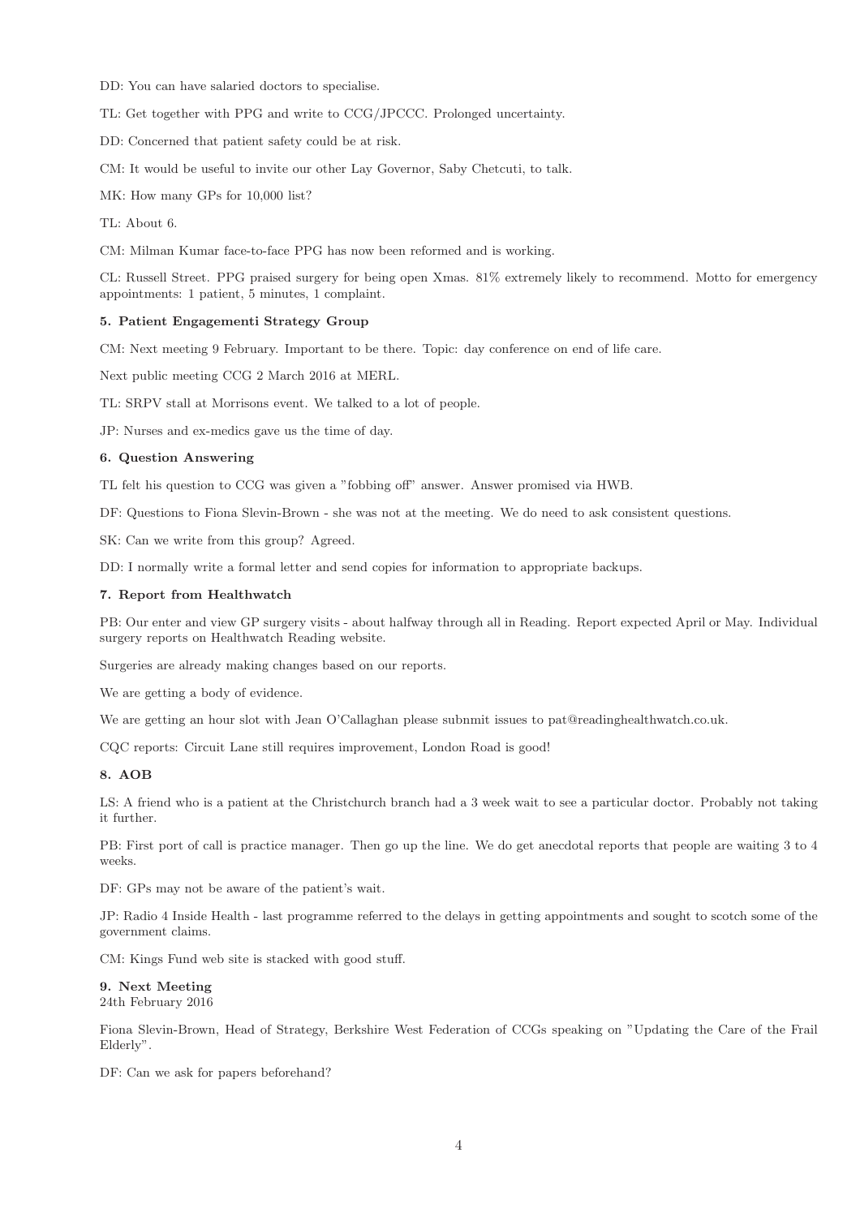DD: You can have salaried doctors to specialise.

TL: Get together with PPG and write to CCG/JPCCC. Prolonged uncertainty.

DD: Concerned that patient safety could be at risk.

CM: It would be useful to invite our other Lay Governor, Saby Chetcuti, to talk.

MK: How many GPs for 10,000 list?

TL: About 6.

CM: Milman Kumar face-to-face PPG has now been reformed and is working.

CL: Russell Street. PPG praised surgery for being open Xmas. 81% extremely likely to recommend. Motto for emergency appointments: 1 patient, 5 minutes, 1 complaint.

### 5. Patient Engagementi Strategy Group

CM: Next meeting 9 February. Important to be there. Topic: day conference on end of life care.

Next public meeting CCG 2 March 2016 at MERL.

TL: SRPV stall at Morrisons event. We talked to a lot of people.

JP: Nurses and ex-medics gave us the time of day.

### 6. Question Answering

TL felt his question to CCG was given a "fobbing off" answer. Answer promised via HWB.

DF: Questions to Fiona Slevin-Brown - she was not at the meeting. We do need to ask consistent questions.

SK: Can we write from this group? Agreed.

DD: I normally write a formal letter and send copies for information to appropriate backups.

### 7. Report from Healthwatch

PB: Our enter and view GP surgery visits - about halfway through all in Reading. Report expected April or May. Individual surgery reports on Healthwatch Reading website.

Surgeries are already making changes based on our reports.

We are getting a body of evidence.

We are getting an hour slot with Jean O'Callaghan please subnmit issues to pat@readinghealthwatch.co.uk.

CQC reports: Circuit Lane still requires improvement, London Road is good!

### 8. AOB

LS: A friend who is a patient at the Christchurch branch had a 3 week wait to see a particular doctor. Probably not taking it further.

PB: First port of call is practice manager. Then go up the line. We do get anecdotal reports that people are waiting 3 to 4 weeks.

DF: GPs may not be aware of the patient's wait.

JP: Radio 4 Inside Health - last programme referred to the delays in getting appointments and sought to scotch some of the government claims.

CM: Kings Fund web site is stacked with good stuff.

### 9. Next Meeting

24th February 2016

Fiona Slevin-Brown, Head of Strategy, Berkshire West Federation of CCGs speaking on "Updating the Care of the Frail Elderly".

DF: Can we ask for papers beforehand?